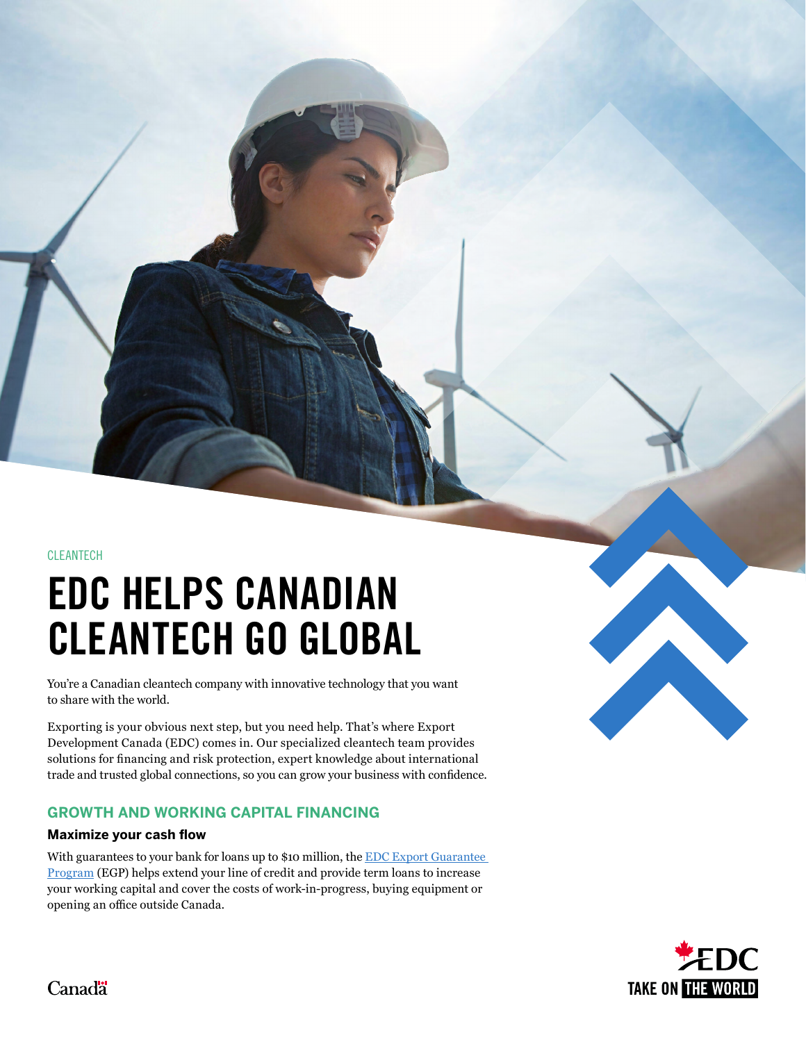CLEANTECH

# EDC HELPS CANADIAN CLEANTECH GO GLOBAL

You're a Canadian cleantech company with innovative technology that you want to share with the world.

Exporting is your obvious next step, but you need help. That's where Export Development Canada (EDC) comes in. Our specialized cleantech team provides solutions for financing and risk protection, expert knowledge about international trade and trusted global connections, so you can grow your business with confidence.

## GROWTH AND WORKING CAPITAL FINANCING

### Maximize your cash flow

With guarantees to your bank for loans up to $10 million, the [EDC Export Guarantee Program](#) (EGP) helps extend your line of credit and provide term loans to increase your working capital and cover the costs of work-in-progress, buying equipment or opening an office outside Canada.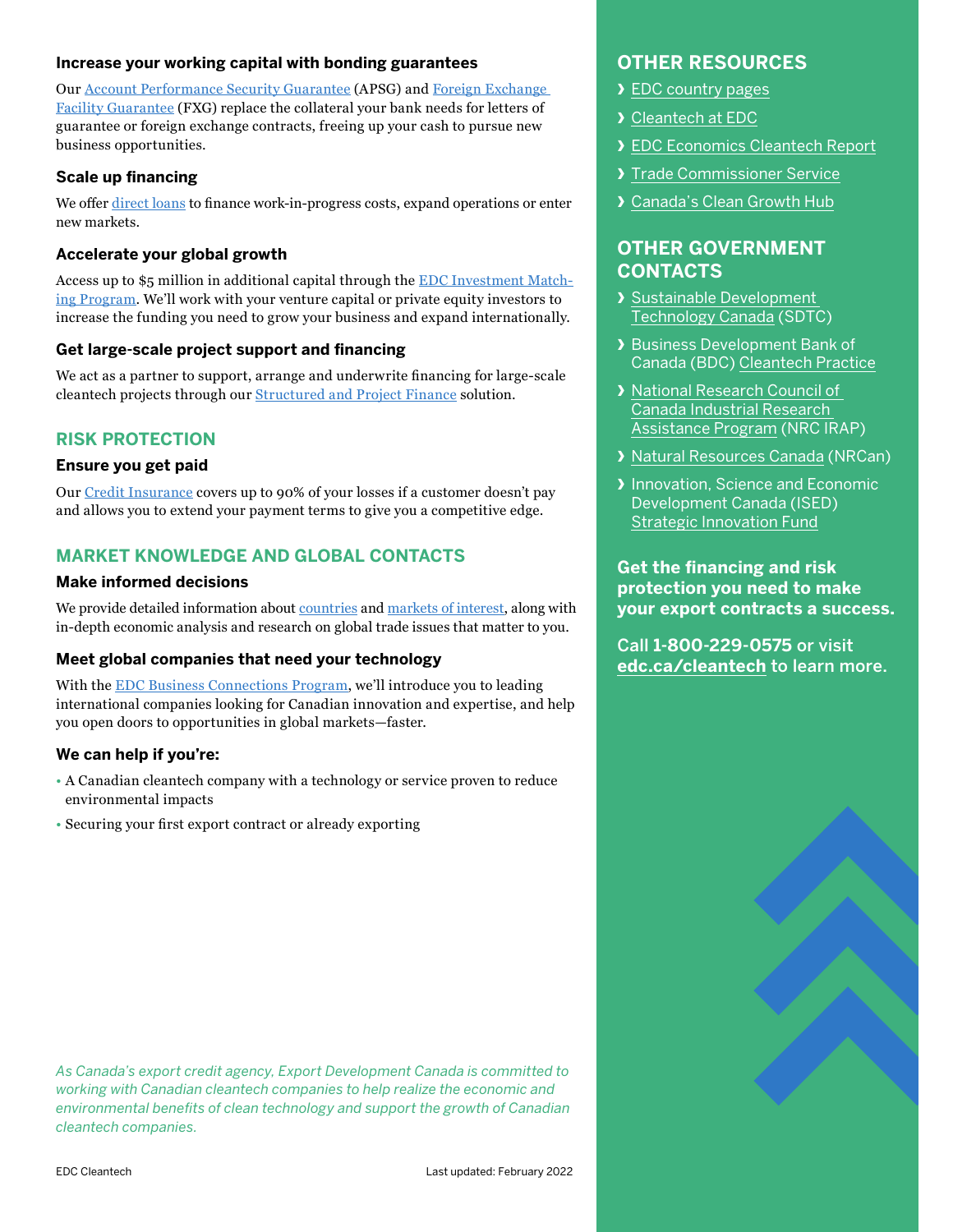### Increase your working capital with bonding guarantees

Our Account Performance Security Guarantee (APSG) and Foreign Exchange Facility Guarantee (FXG) replace the collateral your bank needs for letters of guarantee or foreign exchange contracts, freeing up your cash to pursue new business opportunities.

### Scale up financing

We offer direct loans to finance work-in-progress costs, expand operations or enter new markets.

### Accelerate your global growth

Access up to $5 million in additional capital through the EDC Investment Matching Program. We'll work with your venture capital or private equity investors to increase the funding you need to grow your business and expand internationally.

### Get large-scale project support and financing

We act as a partner to support, arrange and underwrite financing for large-scale cleantech projects through our Structured and Project Finance solution.

## RISK PROTECTION

### Ensure you get paid

Our Credit Insurance covers up to 90% of your losses if a customer doesn't pay and allows you to extend your payment terms to give you a competitive edge.

## MARKET KNOWLEDGE AND GLOBAL CONTACTS

### Make informed decisions

We provide detailed information about countries and markets of interest, along with in-depth economic analysis and research on global trade issues that matter to you.

### Meet global companies that need your technology

With the EDC Business Connections Program, we'll introduce you to leading international companies looking for Canadian innovation and expertise, and help you open doors to opportunities in global markets—faster.

### We can help if you're:

- A Canadian cleantech company with a technology or service proven to reduce environmental impacts
- Securing your first export contract or already exporting

*As Canada's export credit agency, Export Development Canada is committed to working with Canadian cleantech companies to help realize the economic and environmental benefits of clean technology and support the growth of Canadian cleantech companies.*

EDC Cleantech

Last updated: February 2022

## OTHER RESOURCES

- EDC country pages
- Cleantech at EDC
- EDC Economics Cleantech Report
- Trade Commissioner Service
- Canada's Clean Growth Hub

## OTHER GOVERNMENT CONTACTS

- Sustainable Development Technology Canada (SDTC)
- Business Development Bank of Canada (BDC) Cleantech Practice
- National Research Council of Canada Industrial Research Assistance Program (NRC IRAP)
- Natural Resources Canada (NRCan)
- Innovation, Science and Economic Development Canada (ISED) Strategic Innovation Fund

**Get the financing and risk protection you need to make your export contracts a success.**

**Call 1-800-229-0575 or visit edc.ca/cleantech to learn more.**